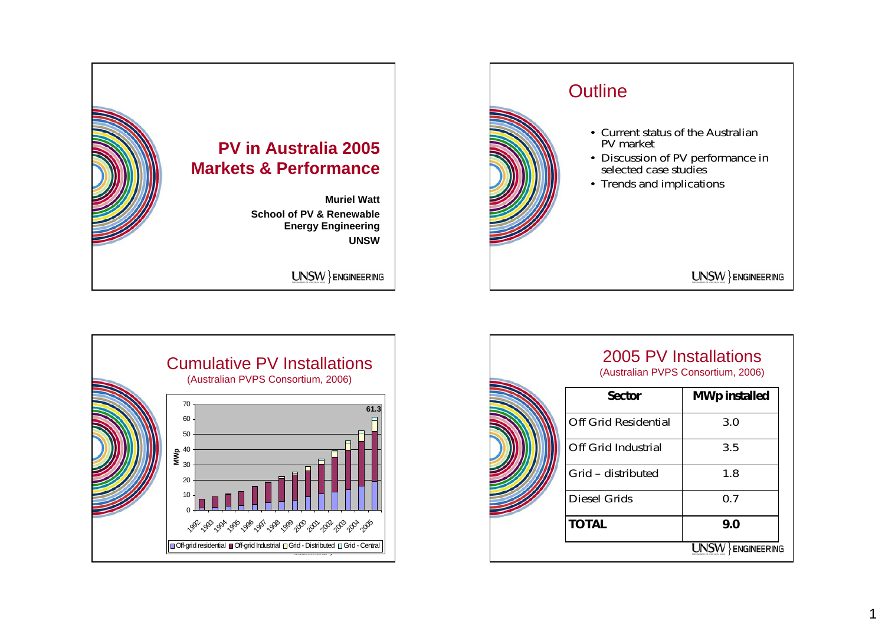# PV in Australia 2005 Markets & Performance

**Muriel Watt**

**School of PV & Renewable Energy Engineering**

**UNSW**

UNSW ENGINEERING

## Outline

- Current status of the Australian PV market
- Discussion of PV performance in selected case studies
- Trends and implications

UNSW ENGINEERING

## Cumulative PV Installations

(Australian PVPS Consortium, 2006)

MWp (0–70); 1992–2005; 61.3

Off-grid residential | Off-grid Industrial | Grid - Distributed | Grid - Central

## 2005 PV Installations

(Australian PVPS Consortium, 2006)

| Sector | MWp installed |
|---|---|
| Off Grid Residential | 3.0 |
| Off Grid Industrial | 3.5 |
| Grid – distributed | 1.8 |
| Diesel Grids | 0.7 |
| **TOTAL** | **9.0** |

UNSW ENGINEERING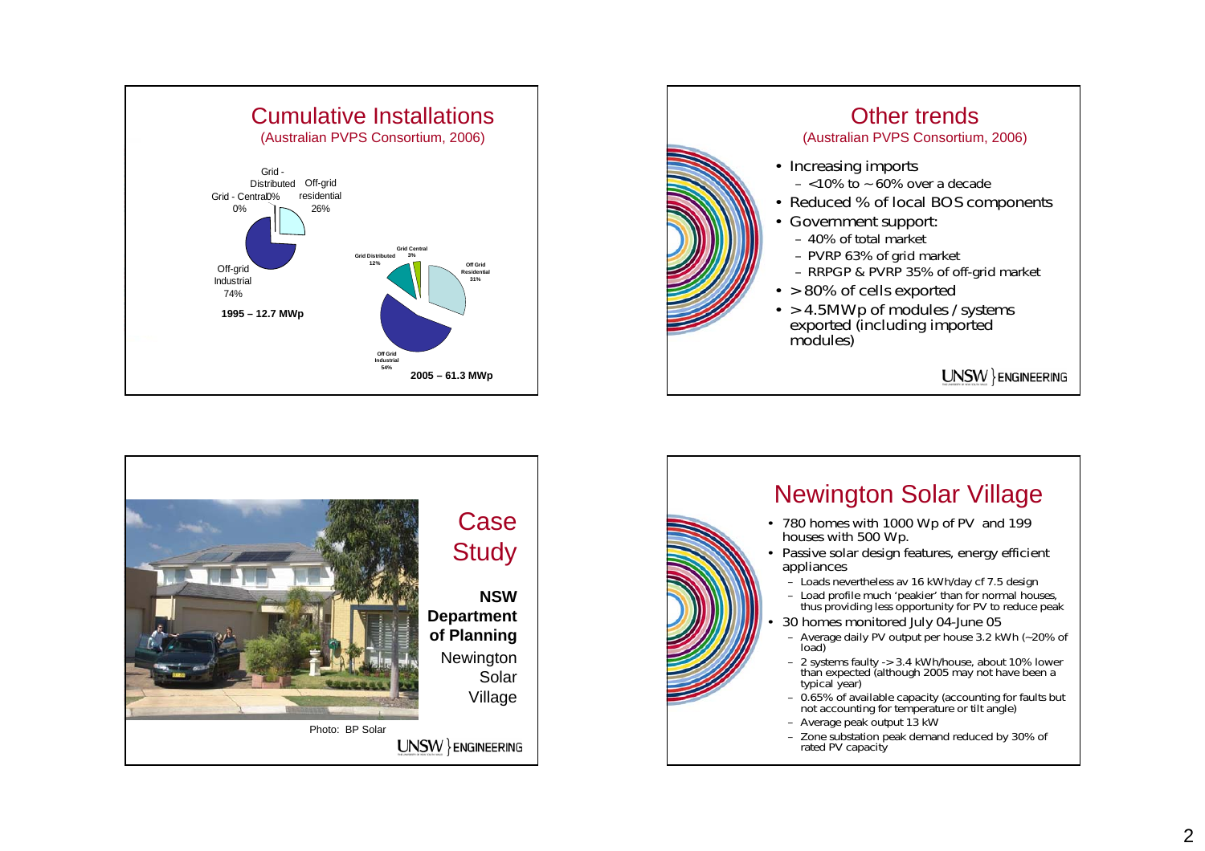## Cumulative Installations
(Australian PVPS Consortium, 2006)

Grid - Central 0%
Grid - Distributed 0%
Off-grid residential 26%
Off-grid Industrial 74%

**1995 – 12.7 MWp**

Grid Central 3%
Grid Distributed 12%
Off Grid Residential 31%
Off Grid Industrial 54%

**2005 – 61.3 MWp**

## Other trends
(Australian PVPS Consortium, 2006)

- Increasing imports
  - <10% to ~60% over a decade
- Reduced % of local BOS components
- Government support:
  - 40% of total market
  - PVRP 63% of grid market
  - RRPGP & PVRP 35% of off-grid market
- >80% of cells exported
- >4.5MWp of modules / systems exported (including imported modules)

## Case Study

**NSW Department of Planning**

Newington Solar Village

Photo: BP Solar

## Newington Solar Village

- 780 homes with 1000 Wp of PV and 199 houses with 500 Wp.
- Passive solar design features, energy efficient appliances
  - Loads nevertheless av 16 kWh/day cf 7.5 design
  - Load profile much 'peakier' than for normal houses, thus providing less opportunity for PV to reduce peak
- 30 homes monitored July 04-June 05
  - Average daily PV output per house 3.2 kWh (~20% of load)
  - 2 systems faulty -> 3.4 kWh/house, about 10% lower than expected (although 2005 may not have been a typical year)
  - 0.65% of available capacity (accounting for faults but not accounting for temperature or tilt angle)
  - Average peak output 13 kW
  - Zone substation peak demand reduced by 30% of rated PV capacity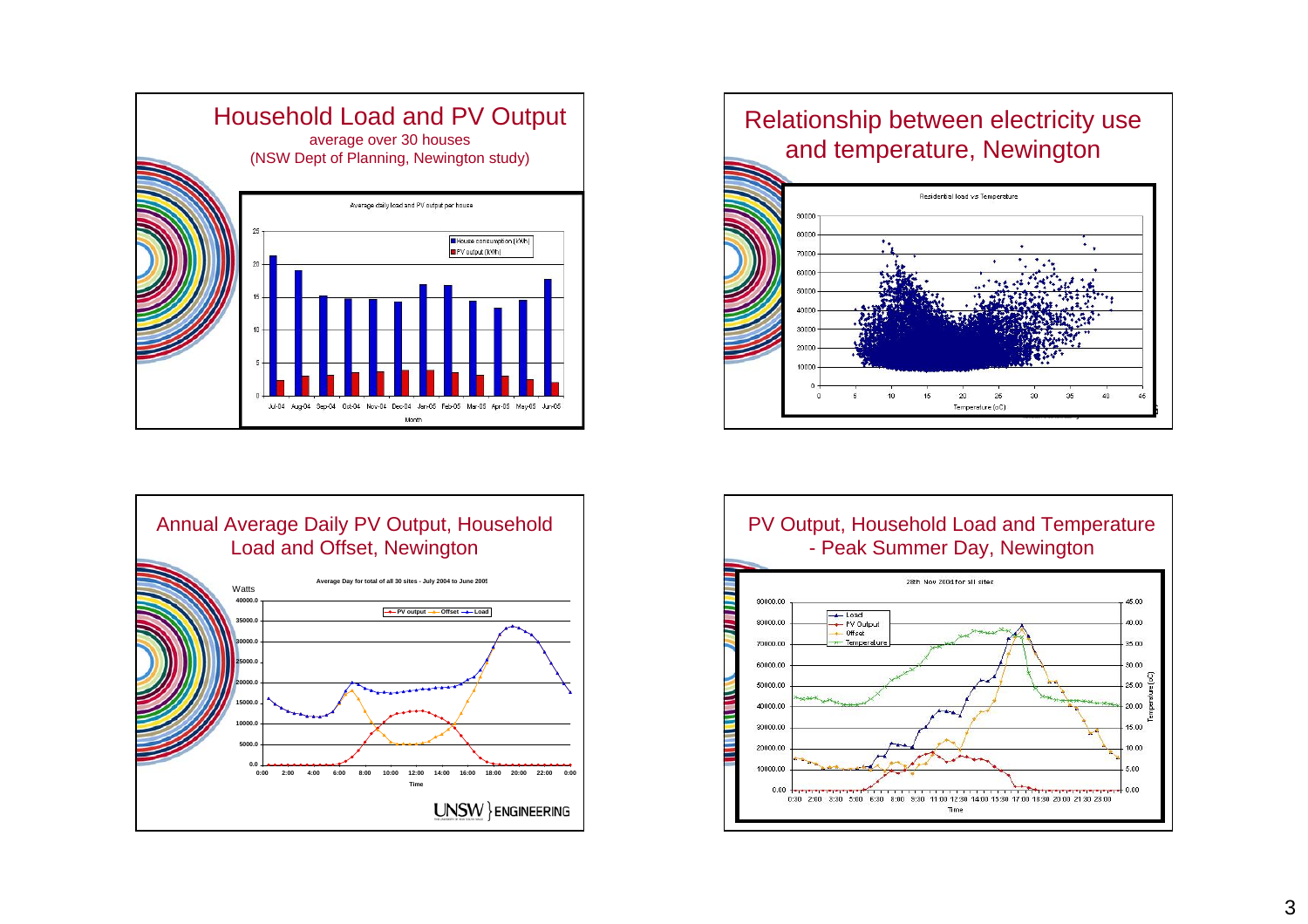## Household Load and PV Output

average over 30 houses
(NSW Dept of Planning, Newington study)

Average daily load and PV output per house

House consumption (kWh)
PV output (kWh)

Jul-04 Aug-04 Sep-04 Oct-04 Nov-04 Dec-04 Jan-05 Feb-05 Mar-05 Apr-05 May-05 Jun-05

Month

## Relationship between electricity use and temperature, Newington

Residential load vs Temperature

Temperature (oC)

## Annual Average Daily PV Output, Household Load and Offset, Newington

Average Day for total of all 30 sites - July 2004 to June 2005

Watts

PV output — Offset — Load

Time

UNSW ENGINEERING

## PV Output, Household Load and Temperature - Peak Summer Day, Newington

28th Nov 2004 for all sites

Load
PV Output
Offset
Temperature

Temperature (oC)

Time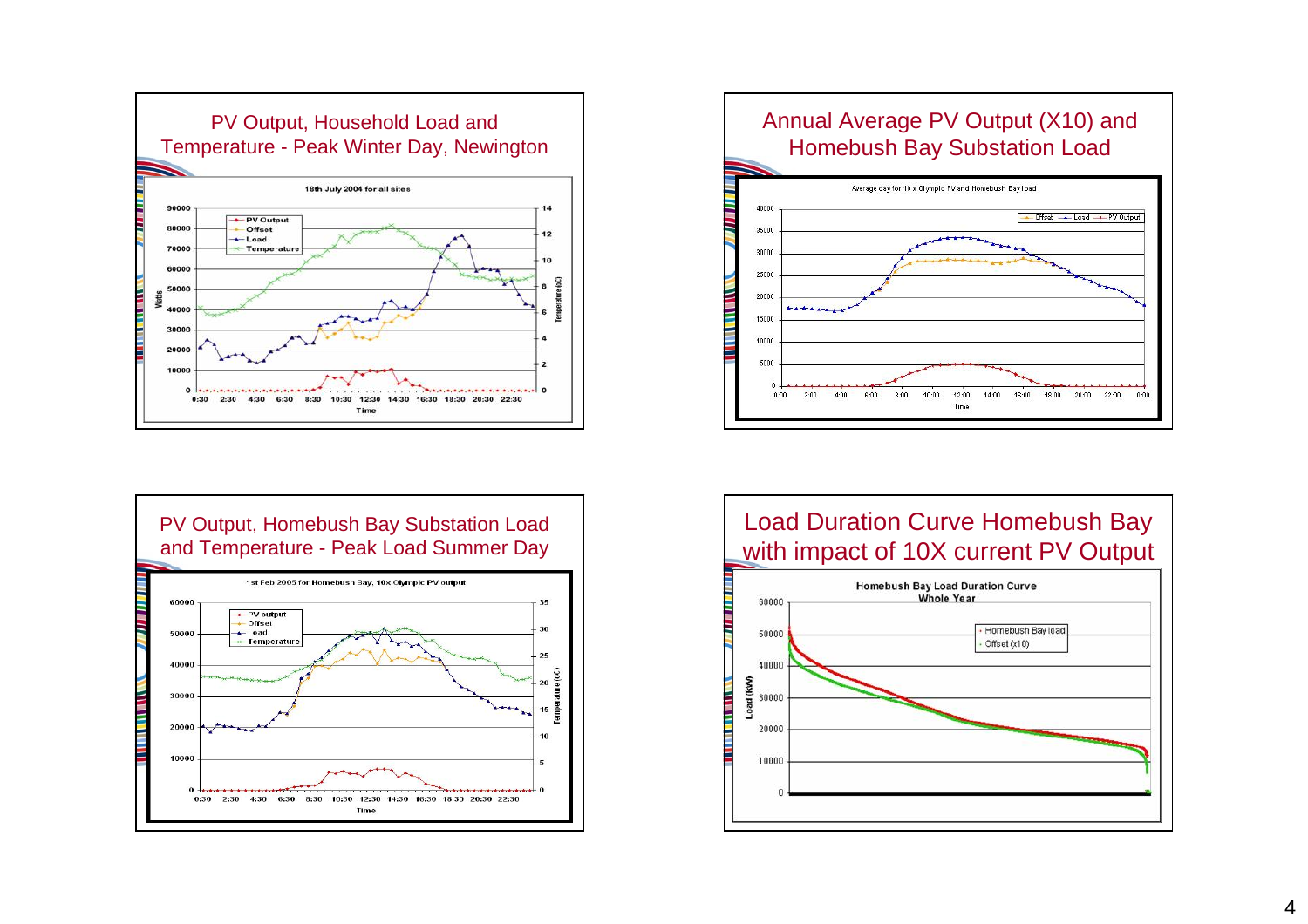## PV Output, Household Load and Temperature - Peak Winter Day, Newington

18th July 2004 for all sites

Legend: PV Output, Offset, Load, Temperature

Watts; Temperature (oC); Time

## Annual Average PV Output (X10) and Homebush Bay Substation Load

Average day for 10 x Olympic PV and Homebush Bay load

Legend: Offset, Load, PV Output

Time

## PV Output, Homebush Bay Substation Load and Temperature - Peak Load Summer Day

1st Feb 2005 for Homebush Bay, 10x Olympic PV output

Legend: PV output, Offset, Load, Temperature

Temperature (oC); Time

## Load Duration Curve Homebush Bay with impact of 10X current PV Output

Homebush Bay Load Duration Curve Whole Year

Legend: Homebush Bay load, Offset (x10)

Load (kW)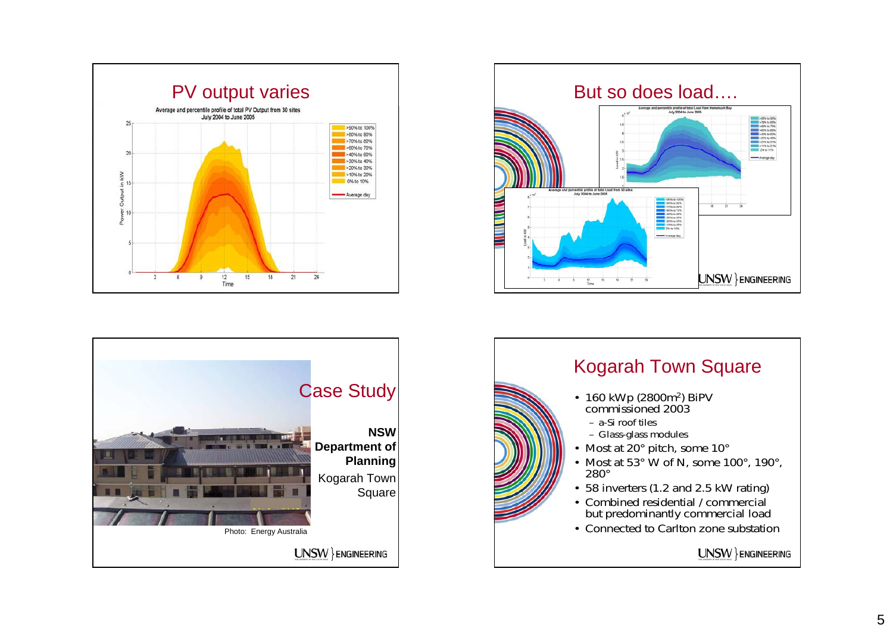## PV output varies

Average and percentile profile of total PV Output from 30 sites
July 2004 to June 2005

## But so does load….

## Case Study

**NSW Department of Planning**

Kogarah Town Square

Photo: Energy Australia

## Kogarah Town Square

- 160 kWp (2800m$^2$) BiPV commissioned 2003
  - a-Si roof tiles
  - Glass-glass modules
- Most at 20° pitch, some 10°
- Most at 53° W of N, some 100°, 190°, 280°
- 58 inverters (1.2 and 2.5 kW rating)
- Combined residential / commercial but predominantly commercial load
- Connected to Carlton zone substation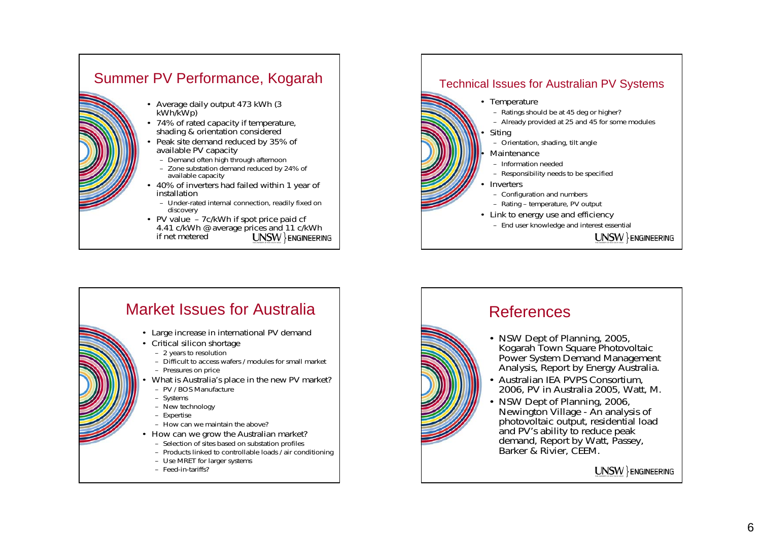## Summer PV Performance, Kogarah

- Average daily output 473 kWh (3 kWh/kWp)
- 74% of rated capacity if temperature, shading & orientation considered
- Peak site demand reduced by 35% of available PV capacity
  - Demand often high through afternoon
  - Zone substation demand reduced by 24% of available capacity
- 40% of inverters had failed within 1 year of installation
  - Under-rated internal connection, readily fixed on discovery
- PV value – 7c/kWh if spot price paid cf 4.41 c/kWh @ average prices and 11 c/kWh if net metered

## Technical Issues for Australian PV Systems

- Temperature
  - Ratings should be at 45 deg or higher?
  - Already provided at 25 and 45 for some modules
- Siting
  - Orientation, shading, tilt angle
- Maintenance
  - Information needed
  - Responsibility needs to be specified
- Inverters
  - Configuration and numbers
  - Rating – temperature, PV output
- Link to energy use and efficiency
  - End user knowledge and interest essential

## Market Issues for Australia

- Large increase in international PV demand
- Critical silicon shortage
  - 2 years to resolution
  - Difficult to access wafers / modules for small market
  - Pressures on price
- What is Australia's place in the new PV market?
  - PV / BOS Manufacture
  - Systems
  - New technology
  - Expertise
  - How can we maintain the above?
- How can we grow the Australian market?
  - Selection of sites based on substation profiles
  - Products linked to controllable loads / air conditioning
  - Use MRET for larger systems
  - Feed-in-tariffs?

## References

- NSW Dept of Planning, 2005, Kogarah Town Square Photovoltaic Power System Demand Management Analysis, Report by Energy Australia.
- Australian IEA PVPS Consortium, 2006, PV in Australia 2005, Watt, M.
- NSW Dept of Planning, 2006, Newington Village - An analysis of photovoltaic output, residential load and PV's ability to reduce peak demand, Report by Watt, Passey, Barker & Rivier, CEEM.